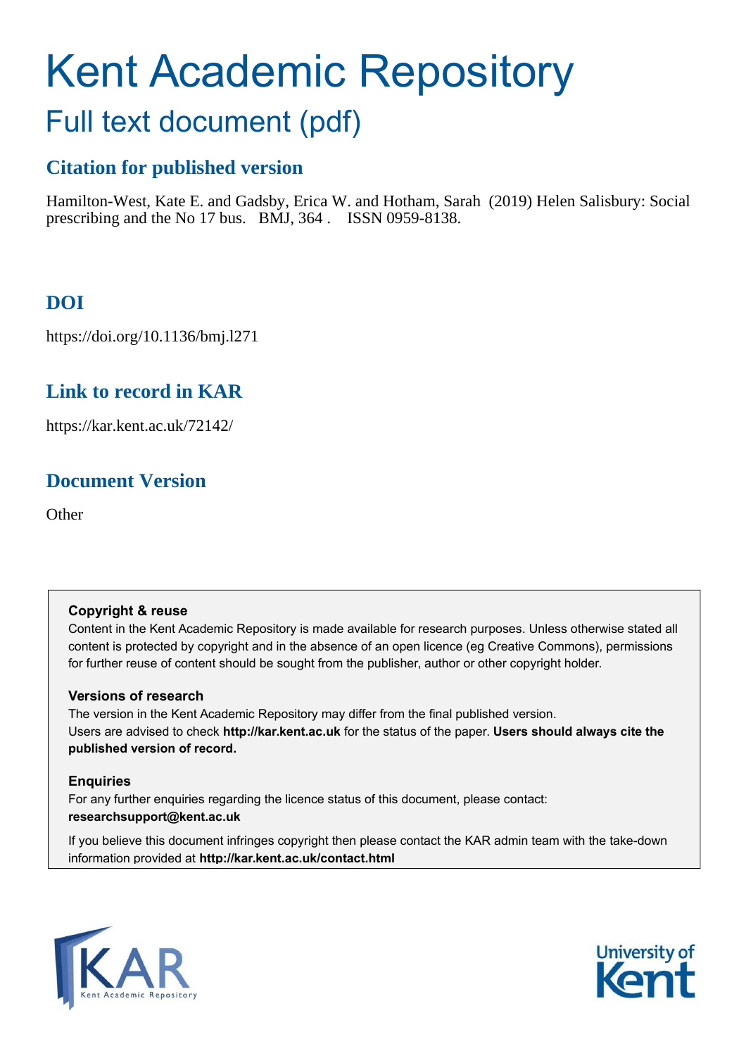# Kent Academic Repository

## Full text document (pdf)

### Citation for published version

Hamilton-West, Kate E. and Gadsby, Erica W. and Hotham, Sarah (2019) Helen Salisbury: Social prescribing and the No 17 bus. BMJ, 364 . ISSN 0959-8138.

### DOI

https://doi.org/10.1136/bmj.l271

### Link to record in KAR

https://kar.kent.ac.uk/72142/

### Document Version

Other

**Copyright & reuse**

Content in the Kent Academic Repository is made available for research purposes. Unless otherwise stated all content is protected by copyright and in the absence of an open licence (eg Creative Commons), permissions for further reuse of content should be sought from the publisher, author or other copyright holder.

**Versions of research**

The version in the Kent Academic Repository may differ from the final published version. Users are advised to check **http://kar.kent.ac.uk** for the status of the paper. **Users should always cite the published version of record.**

**Enquiries**

For any further enquiries regarding the licence status of this document, please contact: **researchsupport@kent.ac.uk**

If you believe this document infringes copyright then please contact the KAR admin team with the take-down information provided at **http://kar.kent.ac.uk/contact.html**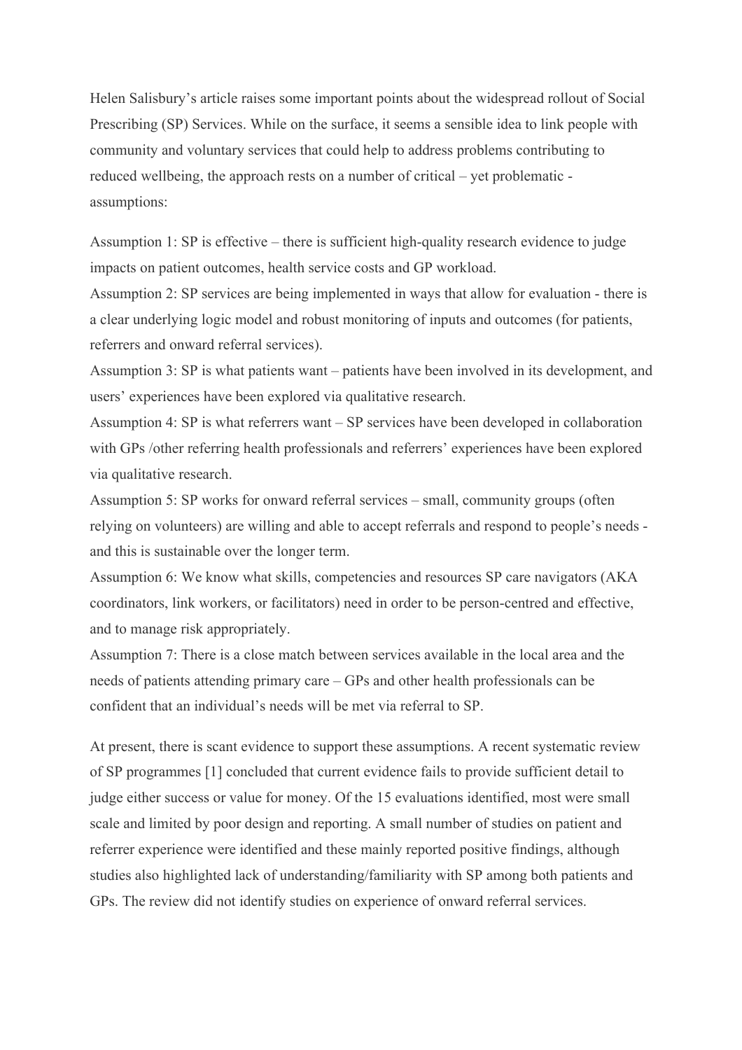Helen Salisbury's article raises some important points about the widespread rollout of Social Prescribing (SP) Services. While on the surface, it seems a sensible idea to link people with community and voluntary services that could help to address problems contributing to reduced wellbeing, the approach rests on a number of critical – yet problematic - assumptions:

Assumption 1: SP is effective – there is sufficient high-quality research evidence to judge impacts on patient outcomes, health service costs and GP workload.
Assumption 2: SP services are being implemented in ways that allow for evaluation - there is a clear underlying logic model and robust monitoring of inputs and outcomes (for patients, referrers and onward referral services).
Assumption 3: SP is what patients want – patients have been involved in its development, and users' experiences have been explored via qualitative research.
Assumption 4: SP is what referrers want – SP services have been developed in collaboration with GPs /other referring health professionals and referrers' experiences have been explored via qualitative research.
Assumption 5: SP works for onward referral services – small, community groups (often relying on volunteers) are willing and able to accept referrals and respond to people's needs - and this is sustainable over the longer term.
Assumption 6: We know what skills, competencies and resources SP care navigators (AKA coordinators, link workers, or facilitators) need in order to be person-centred and effective, and to manage risk appropriately.
Assumption 7: There is a close match between services available in the local area and the needs of patients attending primary care – GPs and other health professionals can be confident that an individual's needs will be met via referral to SP.

At present, there is scant evidence to support these assumptions. A recent systematic review of SP programmes [1] concluded that current evidence fails to provide sufficient detail to judge either success or value for money. Of the 15 evaluations identified, most were small scale and limited by poor design and reporting. A small number of studies on patient and referrer experience were identified and these mainly reported positive findings, although studies also highlighted lack of understanding/familiarity with SP among both patients and GPs. The review did not identify studies on experience of onward referral services.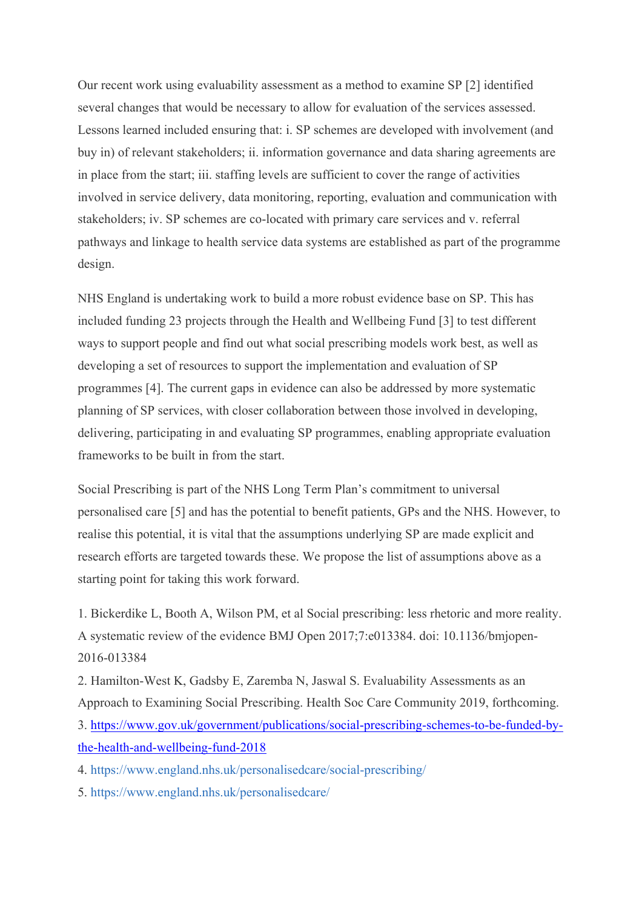Our recent work using evaluability assessment as a method to examine SP [2] identified several changes that would be necessary to allow for evaluation of the services assessed. Lessons learned included ensuring that: i. SP schemes are developed with involvement (and buy in) of relevant stakeholders; ii. information governance and data sharing agreements are in place from the start; iii. staffing levels are sufficient to cover the range of activities involved in service delivery, data monitoring, reporting, evaluation and communication with stakeholders; iv. SP schemes are co-located with primary care services and v. referral pathways and linkage to health service data systems are established as part of the programme design.

NHS England is undertaking work to build a more robust evidence base on SP. This has included funding 23 projects through the Health and Wellbeing Fund [3] to test different ways to support people and find out what social prescribing models work best, as well as developing a set of resources to support the implementation and evaluation of SP programmes [4]. The current gaps in evidence can also be addressed by more systematic planning of SP services, with closer collaboration between those involved in developing, delivering, participating in and evaluating SP programmes, enabling appropriate evaluation frameworks to be built in from the start.

Social Prescribing is part of the NHS Long Term Plan's commitment to universal personalised care [5] and has the potential to benefit patients, GPs and the NHS. However, to realise this potential, it is vital that the assumptions underlying SP are made explicit and research efforts are targeted towards these. We propose the list of assumptions above as a starting point for taking this work forward.

1. Bickerdike L, Booth A, Wilson PM, et al Social prescribing: less rhetoric and more reality. A systematic review of the evidence BMJ Open 2017;7:e013384. doi: 10.1136/bmjopen-2016-013384
2. Hamilton-West K, Gadsby E, Zaremba N, Jaswal S. Evaluability Assessments as an Approach to Examining Social Prescribing. Health Soc Care Community 2019, forthcoming.
3. https://www.gov.uk/government/publications/social-prescribing-schemes-to-be-funded-by-the-health-and-wellbeing-fund-2018
4. https://www.england.nhs.uk/personalisedcare/social-prescribing/
5. https://www.england.nhs.uk/personalisedcare/